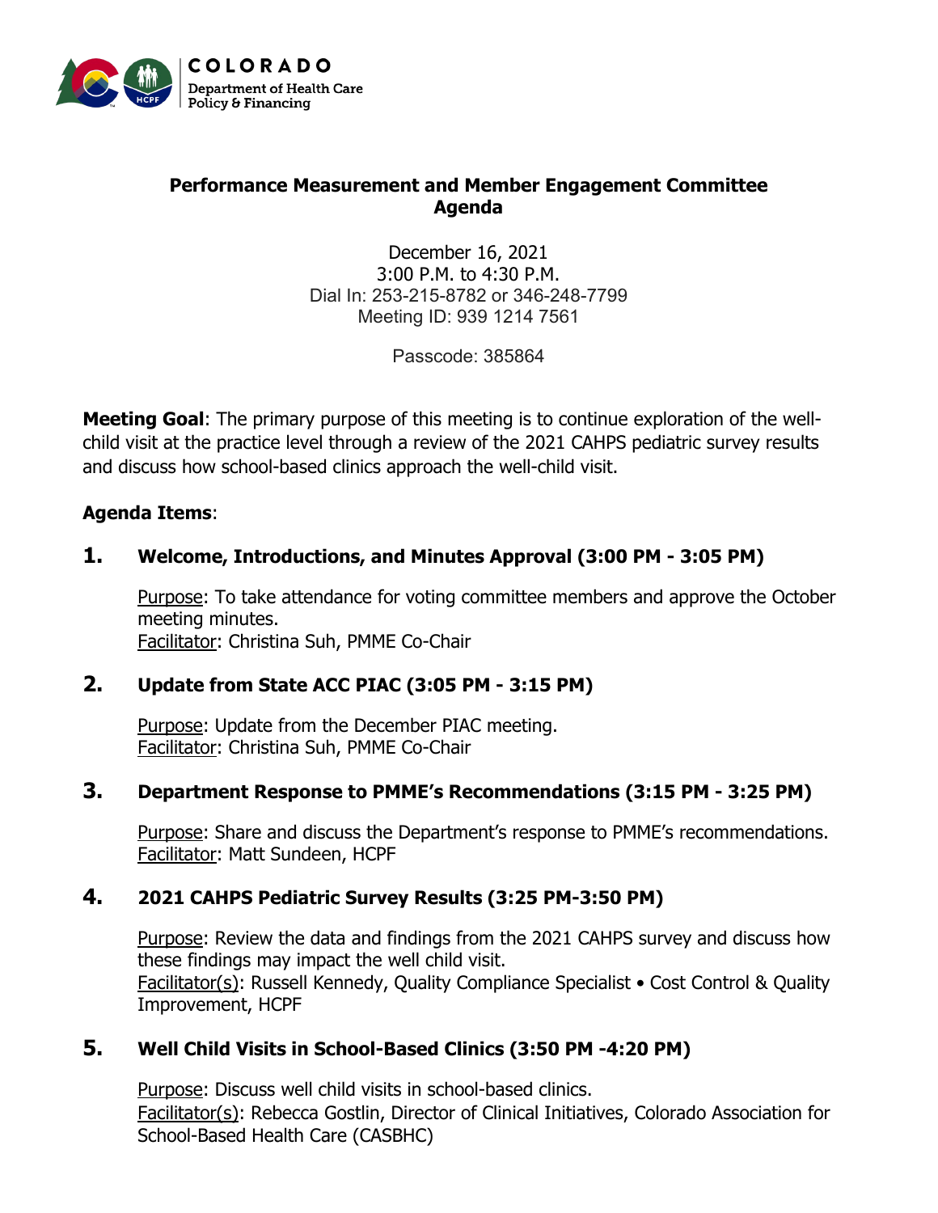COLORADO
Department of Health Care Policy & Financing

# Performance Measurement and Member Engagement Committee Agenda

December 16, 2021
3:00 P.M. to 4:30 P.M.
Dial In: 253-215-8782 or 346-248-7799
Meeting ID: 939 1214 7561

Passcode: 385864

**Meeting Goal**: The primary purpose of this meeting is to continue exploration of the well-child visit at the practice level through a review of the 2021 CAHPS pediatric survey results and discuss how school-based clinics approach the well-child visit.

**Agenda Items**:

1. **Welcome, Introductions, and Minutes Approval (3:00 PM - 3:05 PM)**

   Purpose: To take attendance for voting committee members and approve the October meeting minutes.
   Facilitator: Christina Suh, PMME Co-Chair

2. **Update from State ACC PIAC (3:05 PM - 3:15 PM)**

   Purpose: Update from the December PIAC meeting.
   Facilitator: Christina Suh, PMME Co-Chair

3. **Department Response to PMME's Recommendations (3:15 PM - 3:25 PM)**

   Purpose: Share and discuss the Department's response to PMME's recommendations.
   Facilitator: Matt Sundeen, HCPF

4. **2021 CAHPS Pediatric Survey Results (3:25 PM-3:50 PM)**

   Purpose: Review the data and findings from the 2021 CAHPS survey and discuss how these findings may impact the well child visit.
   Facilitator(s): Russell Kennedy, Quality Compliance Specialist • Cost Control & Quality Improvement, HCPF

5. **Well Child Visits in School-Based Clinics (3:50 PM -4:20 PM)**

   Purpose: Discuss well child visits in school-based clinics.
   Facilitator(s): Rebecca Gostlin, Director of Clinical Initiatives, Colorado Association for School-Based Health Care (CASBHC)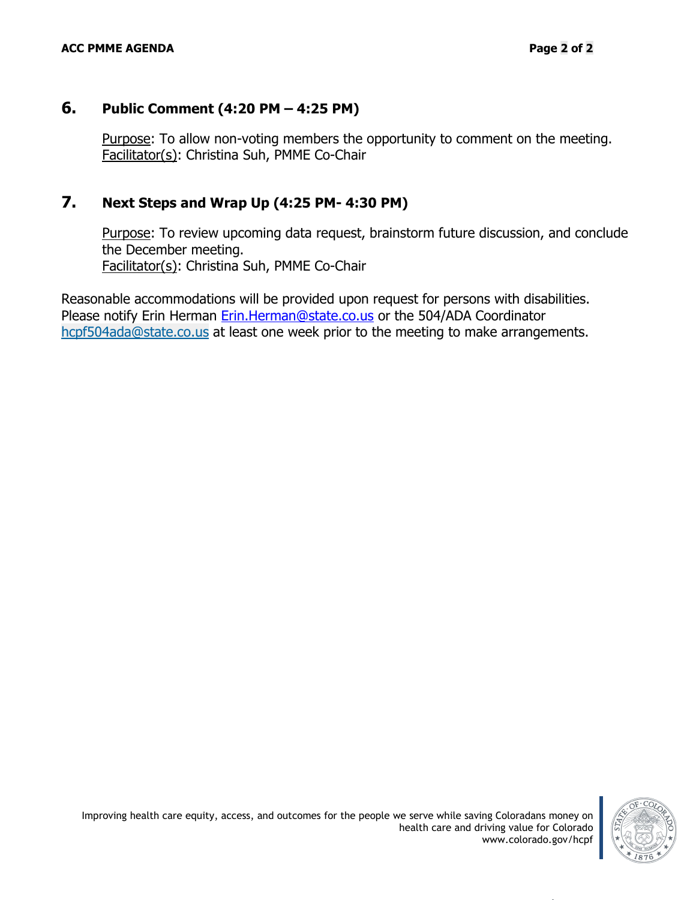## 6. Public Comment (4:20 PM – 4:25 PM)

Purpose: To allow non-voting members the opportunity to comment on the meeting.
Facilitator(s): Christina Suh, PMME Co-Chair

## 7. Next Steps and Wrap Up (4:25 PM- 4:30 PM)

Purpose: To review upcoming data request, brainstorm future discussion, and conclude the December meeting.
Facilitator(s): Christina Suh, PMME Co-Chair

Reasonable accommodations will be provided upon request for persons with disabilities. Please notify Erin Herman Erin.Herman@state.co.us or the 504/ADA Coordinator hcpf504ada@state.co.us at least one week prior to the meeting to make arrangements.